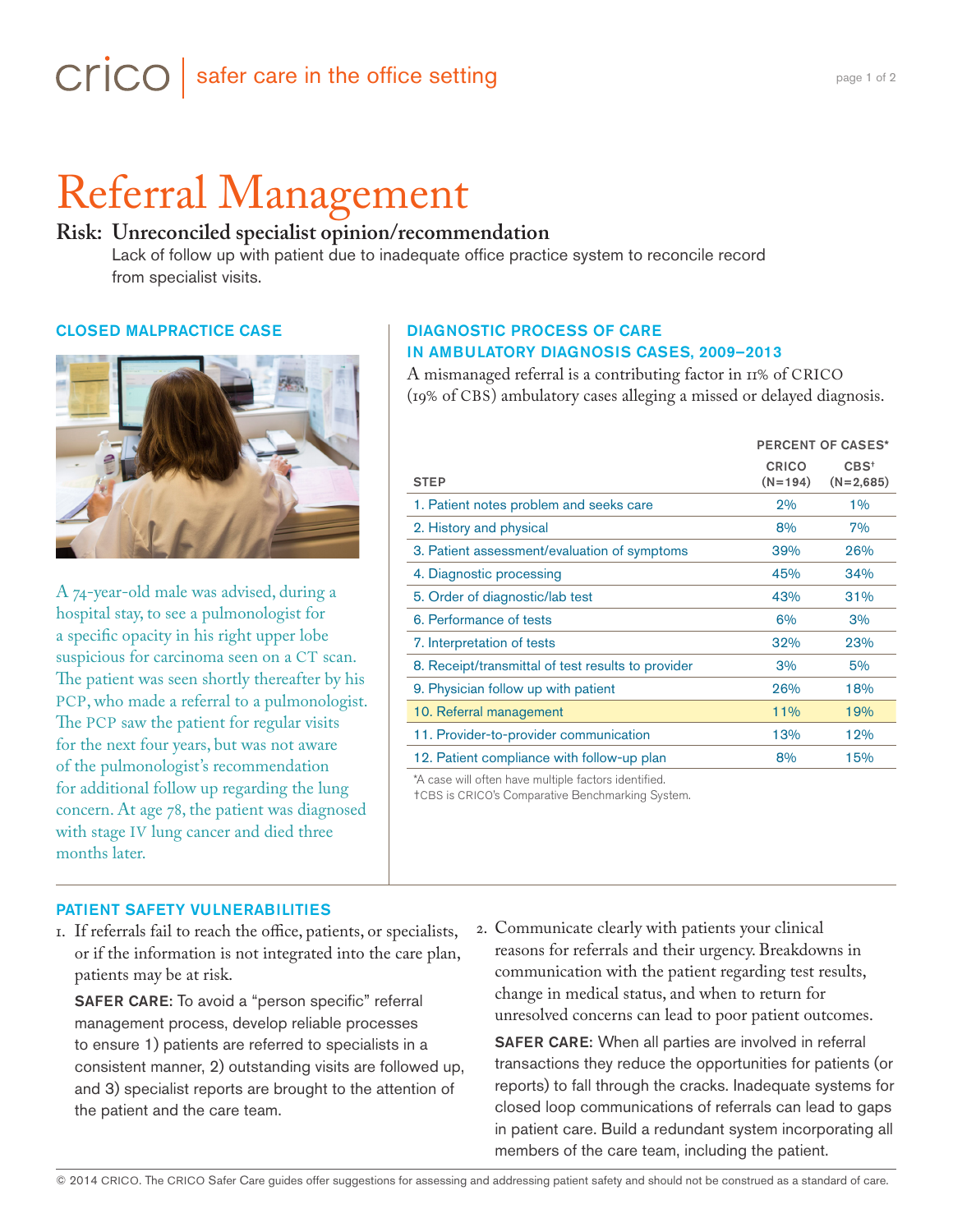# Referral Management

## Risk: Unreconciled specialist opinion/recommendation

Lack of follow up with patient due to inadequate office practice system to reconcile record from specialist visits.

### CLOSED MALPRACTICE CASE

A 74-year-old male was advised, during a hospital stay, to see a pulmonologist for a specific opacity in his right upper lobe suspicious for carcinoma seen on a CT scan. The patient was seen shortly thereafter by his PCP, who made a referral to a pulmonologist. The PCP saw the patient for regular visits for the next four years, but was not aware of the pulmonologist's recommendation for additional follow up regarding the lung concern. At age 78, the patient was diagnosed with stage IV lung cancer and died three months later.

### DIAGNOSTIC PROCESS OF CARE IN AMBULATORY DIAGNOSIS CASES, 2009–2013

A mismanaged referral is a contributing factor in 11% of CRICO (19% of CBS) ambulatory cases alleging a missed or delayed diagnosis.

| STEP | PERCENT OF CASES* CRICO (N=194) | CBS† (N=2,685) |
|---|---|---|
| 1. Patient notes problem and seeks care | 2% | 1% |
| 2. History and physical | 8% | 7% |
| 3. Patient assessment/evaluation of symptoms | 39% | 26% |
| 4. Diagnostic processing | 45% | 34% |
| 5. Order of diagnostic/lab test | 43% | 31% |
| 6. Performance of tests | 6% | 3% |
| 7. Interpretation of tests | 32% | 23% |
| 8. Receipt/transmittal of test results to provider | 3% | 5% |
| 9. Physician follow up with patient | 26% | 18% |
| 10. Referral management | 11% | 19% |
| 11. Provider-to-provider communication | 13% | 12% |
| 12. Patient compliance with follow-up plan | 8% | 15% |

*A case will often have multiple factors identified.
†CBS is CRICO's Comparative Benchmarking System.

### PATIENT SAFETY VULNERABILITIES

1. If referrals fail to reach the office, patients, or specialists, or if the information is not integrated into the care plan, patients may be at risk.

   **SAFER CARE:** To avoid a "person specific" referral management process, develop reliable processes to ensure 1) patients are referred to specialists in a consistent manner, 2) outstanding visits are followed up, and 3) specialist reports are brought to the attention of the patient and the care team.

2. Communicate clearly with patients your clinical reasons for referrals and their urgency. Breakdowns in communication with the patient regarding test results, change in medical status, and when to return for unresolved concerns can lead to poor patient outcomes.

   **SAFER CARE:** When all parties are involved in referral transactions they reduce the opportunities for patients (or reports) to fall through the cracks. Inadequate systems for closed loop communications of referrals can lead to gaps in patient care. Build a redundant system incorporating all members of the care team, including the patient.

© 2014 CRICO. The CRICO Safer Care guides offer suggestions for assessing and addressing patient safety and should not be construed as a standard of care.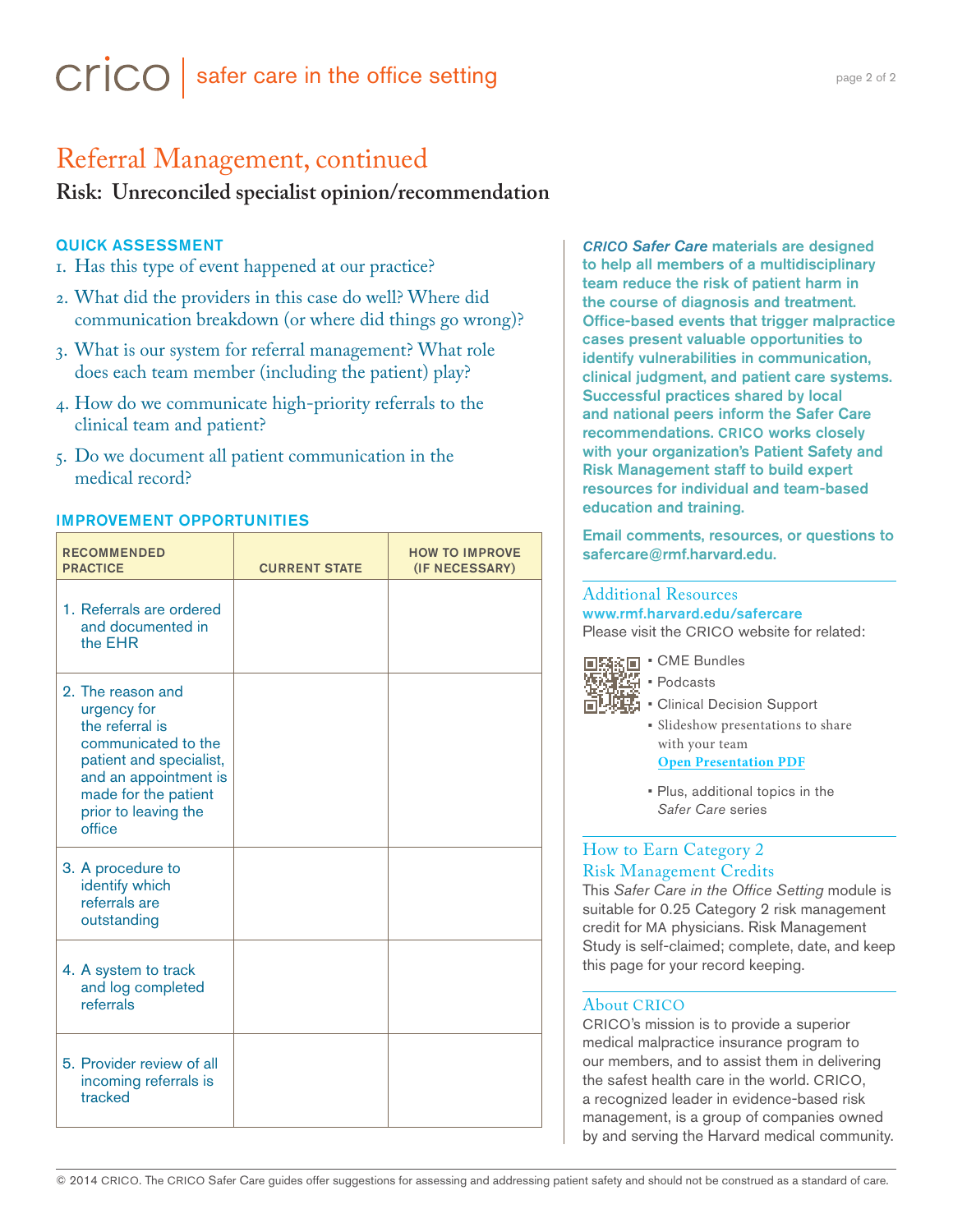# Referral Management, continued

## Risk: Unreconciled specialist opinion/recommendation

### QUICK ASSESSMENT

1. Has this type of event happened at our practice?
2. What did the providers in this case do well? Where did communication breakdown (or where did things go wrong)?
3. What is our system for referral management? What role does each team member (including the patient) play?
4. How do we communicate high-priority referrals to the clinical team and patient?
5. Do we document all patient communication in the medical record?

### IMPROVEMENT OPPORTUNITIES

| RECOMMENDED PRACTICE | CURRENT STATE | HOW TO IMPROVE (IF NECESSARY) |
|---|---|---|
| 1. Referrals are ordered and documented in the EHR | | |
| 2. The reason and urgency for the referral is communicated to the patient and specialist, and an appointment is made for the patient prior to leaving the office | | |
| 3. A procedure to identify which referrals are outstanding | | |
| 4. A system to track and log completed referrals | | |
| 5. Provider review of all incoming referrals is tracked | | |

***CRICO Safer Care*** **materials are designed to help all members of a multidisciplinary team reduce the risk of patient harm in the course of diagnosis and treatment. Office-based events that trigger malpractice cases present valuable opportunities to identify vulnerabilities in communication, clinical judgment, and patient care systems. Successful practices shared by local and national peers inform the Safer Care recommendations. CRICO works closely with your organization's Patient Safety and Risk Management staff to build expert resources for individual and team-based education and training.**

**Email comments, resources, or questions to safercare@rmf.harvard.edu.**

### Additional Resources

**www.rmf.harvard.edu/safercare**

Please visit the CRICO website for related:

- CME Bundles
- Podcasts
- Clinical Decision Support
- Slideshow presentations to share with your team
  **Open Presentation PDF**
- Plus, additional topics in the *Safer Care* series

### How to Earn Category 2 Risk Management Credits

This *Safer Care in the Office Setting* module is suitable for 0.25 Category 2 risk management credit for MA physicians. Risk Management Study is self-claimed; complete, date, and keep this page for your record keeping.

### About CRICO

CRICO's mission is to provide a superior medical malpractice insurance program to our members, and to assist them in delivering the safest health care in the world. CRICO, a recognized leader in evidence-based risk management, is a group of companies owned by and serving the Harvard medical community.

© 2014 CRICO. The CRICO Safer Care guides offer suggestions for assessing and addressing patient safety and should not be construed as a standard of care.